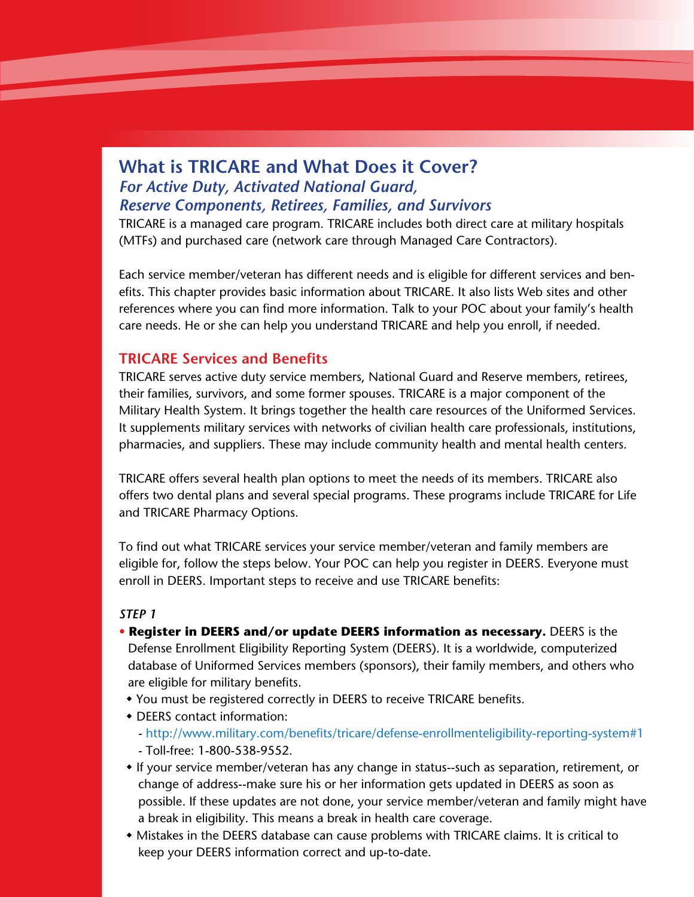# What is TRICARE and What Does it Cover?

## *For Active Duty, Activated National Guard, Reserve Components, Retirees, Families, and Survivors*

TRICARE is a managed care program. TRICARE includes both direct care at military hospitals (MTFs) and purchased care (network care through Managed Care Contractors).

Each service member/veteran has different needs and is eligible for different services and benefits. This chapter provides basic information about TRICARE. It also lists Web sites and other references where you can find more information. Talk to your POC about your family's health care needs. He or she can help you understand TRICARE and help you enroll, if needed.

### TRICARE Services and Benefits

TRICARE serves active duty service members, National Guard and Reserve members, retirees, their families, survivors, and some former spouses. TRICARE is a major component of the Military Health System. It brings together the health care resources of the Uniformed Services. It supplements military services with networks of civilian health care professionals, institutions, pharmacies, and suppliers. These may include community health and mental health centers.

TRICARE offers several health plan options to meet the needs of its members. TRICARE also offers two dental plans and several special programs. These programs include TRICARE for Life and TRICARE Pharmacy Options.

To find out what TRICARE services your service member/veteran and family members are eligible for, follow the steps below. Your POC can help you register in DEERS. Everyone must enroll in DEERS. Important steps to receive and use TRICARE benefits:

*STEP 1*

- **Register in DEERS and/or update DEERS information as necessary.** DEERS is the Defense Enrollment Eligibility Reporting System (DEERS). It is a worldwide, computerized database of Uniformed Services members (sponsors), their family members, and others who are eligible for military benefits.
  - You must be registered correctly in DEERS to receive TRICARE benefits.
  - DEERS contact information:
    - http://www.military.com/benefits/tricare/defense-enrollmenteligibility-reporting-system#1
    - Toll-free: 1-800-538-9552.
  - If your service member/veteran has any change in status--such as separation, retirement, or change of address--make sure his or her information gets updated in DEERS as soon as possible. If these updates are not done, your service member/veteran and family might have a break in eligibility. This means a break in health care coverage.
  - Mistakes in the DEERS database can cause problems with TRICARE claims. It is critical to keep your DEERS information correct and up-to-date.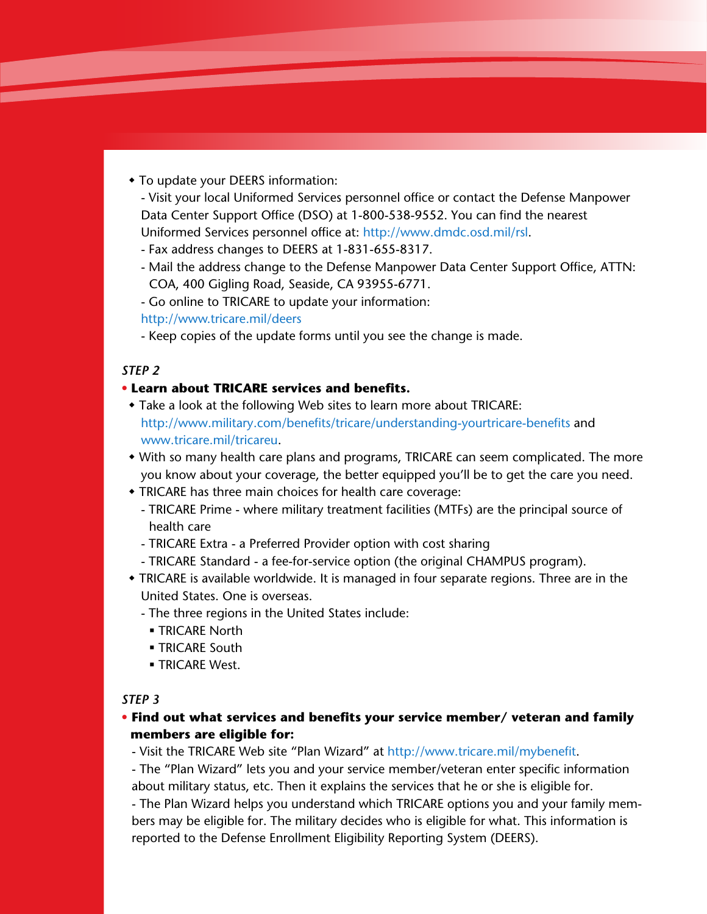- To update your DEERS information:
  - Visit your local Uniformed Services personnel office or contact the Defense Manpower Data Center Support Office (DSO) at 1-800-538-9552. You can find the nearest Uniformed Services personnel office at: http://www.dmdc.osd.mil/rsl.
  - Fax address changes to DEERS at 1-831-655-8317.
  - Mail the address change to the Defense Manpower Data Center Support Office, ATTN: COA, 400 Gigling Road, Seaside, CA 93955-6771.
  - Go online to TRICARE to update your information: http://www.tricare.mil/deers
  - Keep copies of the update forms until you see the change is made.

*STEP 2*

- **Learn about TRICARE services and benefits.**
  - Take a look at the following Web sites to learn more about TRICARE: http://www.military.com/benefits/tricare/understanding-yourtricare-benefits and www.tricare.mil/tricareu.
  - With so many health care plans and programs, TRICARE can seem complicated. The more you know about your coverage, the better equipped you'll be to get the care you need.
  - TRICARE has three main choices for health care coverage:
    - TRICARE Prime - where military treatment facilities (MTFs) are the principal source of health care
    - TRICARE Extra - a Preferred Provider option with cost sharing
    - TRICARE Standard - a fee-for-service option (the original CHAMPUS program).
  - TRICARE is available worldwide. It is managed in four separate regions. Three are in the United States. One is overseas.
    - The three regions in the United States include:
      - TRICARE North
      - TRICARE South
      - TRICARE West.

*STEP 3*

- **Find out what services and benefits your service member/ veteran and family members are eligible for:**
  - Visit the TRICARE Web site "Plan Wizard" at http://www.tricare.mil/mybenefit.
  - The "Plan Wizard" lets you and your service member/veteran enter specific information about military status, etc. Then it explains the services that he or she is eligible for.
  - The Plan Wizard helps you understand which TRICARE options you and your family members may be eligible for. The military decides who is eligible for what. This information is reported to the Defense Enrollment Eligibility Reporting System (DEERS).